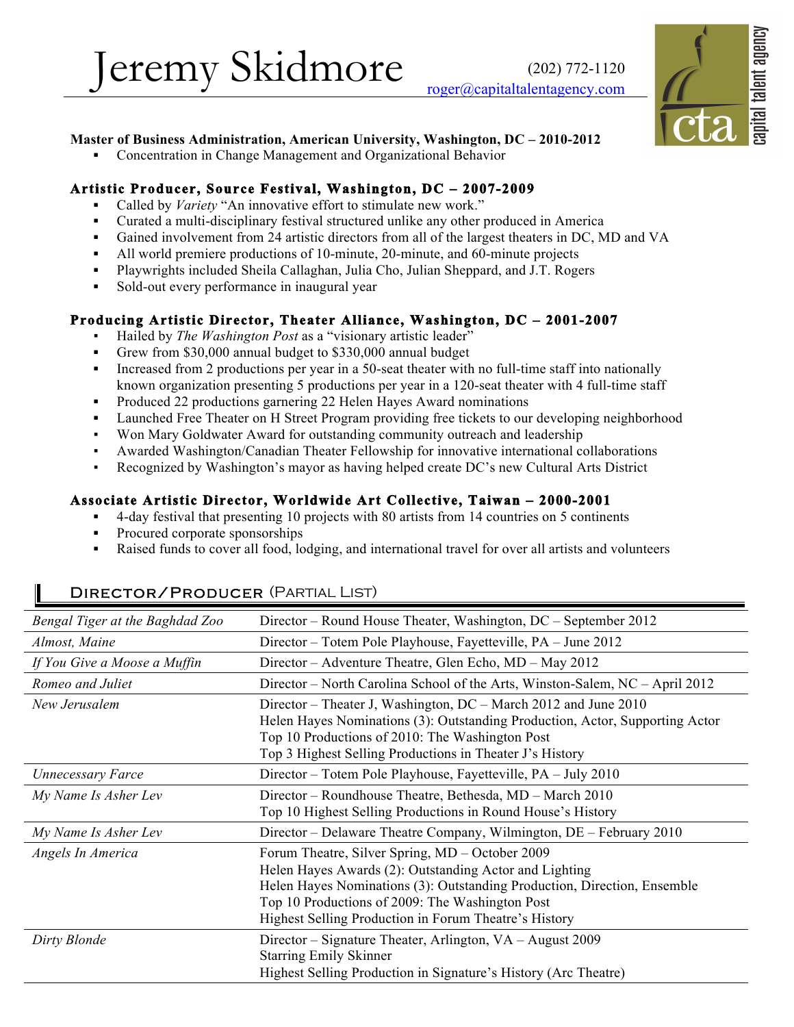# Jeremy Skidmore

(202) 772-1120
roger@capitaltalentagency.com

capital talent agency

**Master of Business Administration, American University, Washington, DC – 2010-2012**

- Concentration in Change Management and Organizational Behavior

**Artistic Producer, Source Festival, Washington, DC – 2007-2009**

- Called by *Variety* "An innovative effort to stimulate new work."
- Curated a multi-disciplinary festival structured unlike any other produced in America
- Gained involvement from 24 artistic directors from all of the largest theaters in DC, MD and VA
- All world premiere productions of 10-minute, 20-minute, and 60-minute projects
- Playwrights included Sheila Callaghan, Julia Cho, Julian Sheppard, and J.T. Rogers
- Sold-out every performance in inaugural year

**Producing Artistic Director, Theater Alliance, Washington, DC – 2001-2007**

- Hailed by *The Washington Post* as a "visionary artistic leader"
- Grew from $30,000 annual budget to $330,000 annual budget
- Increased from 2 productions per year in a 50-seat theater with no full-time staff into nationally known organization presenting 5 productions per year in a 120-seat theater with 4 full-time staff
- Produced 22 productions garnering 22 Helen Hayes Award nominations
- Launched Free Theater on H Street Program providing free tickets to our developing neighborhood
- Won Mary Goldwater Award for outstanding community outreach and leadership
- Awarded Washington/Canadian Theater Fellowship for innovative international collaborations
- Recognized by Washington's mayor as having helped create DC's new Cultural Arts District

**Associate Artistic Director, Worldwide Art Collective, Taiwan – 2000-2001**

- 4-day festival that presenting 10 projects with 80 artists from 14 countries on 5 continents
- Procured corporate sponsorships
- Raised funds to cover all food, lodging, and international travel for over all artists and volunteers

## Director/Producer (Partial List)

| | |
|---|---|
| *Bengal Tiger at the Baghdad Zoo* | Director – Round House Theater, Washington, DC – September 2012 |
| *Almost, Maine* | Director – Totem Pole Playhouse, Fayetteville, PA – June 2012 |
| *If You Give a Moose a Muffin* | Director – Adventure Theatre, Glen Echo, MD – May 2012 |
| *Romeo and Juliet* | Director – North Carolina School of the Arts, Winston-Salem, NC – April 2012 |
| *New Jerusalem* | Director – Theater J, Washington, DC – March 2012 and June 2010<br>Helen Hayes Nominations (3): Outstanding Production, Actor, Supporting Actor<br>Top 10 Productions of 2010: The Washington Post<br>Top 3 Highest Selling Productions in Theater J's History |
| *Unnecessary Farce* | Director – Totem Pole Playhouse, Fayetteville, PA – July 2010 |
| *My Name Is Asher Lev* | Director – Roundhouse Theatre, Bethesda, MD – March 2010<br>Top 10 Highest Selling Productions in Round House's History |
| *My Name Is Asher Lev* | Director – Delaware Theatre Company, Wilmington, DE – February 2010 |
| *Angels In America* | Forum Theatre, Silver Spring, MD – October 2009<br>Helen Hayes Awards (2): Outstanding Actor and Lighting<br>Helen Hayes Nominations (3): Outstanding Production, Direction, Ensemble<br>Top 10 Productions of 2009: The Washington Post<br>Highest Selling Production in Forum Theatre's History |
| *Dirty Blonde* | Director – Signature Theater, Arlington, VA – August 2009<br>Starring Emily Skinner<br>Highest Selling Production in Signature's History (Arc Theatre) |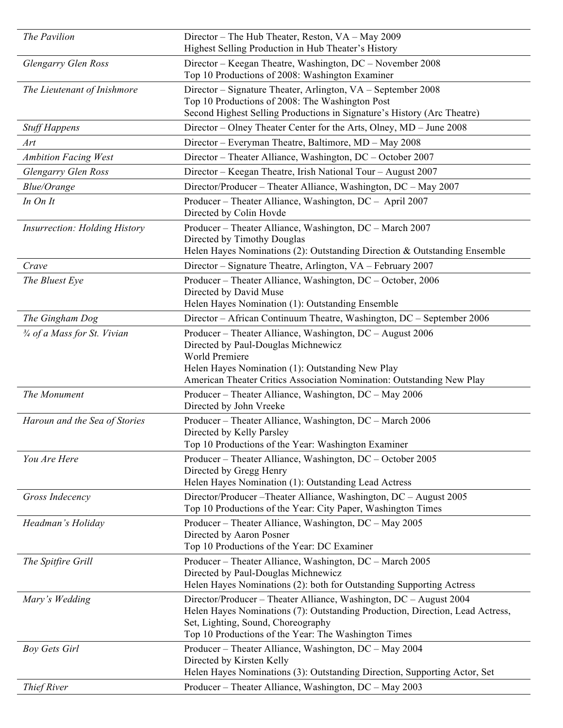| | |
|---|---|
| *The Pavilion* | Director – The Hub Theater, Reston, VA – May 2009<br>Highest Selling Production in Hub Theater's History |
| *Glengarry Glen Ross* | Director – Keegan Theatre, Washington, DC – November 2008<br>Top 10 Productions of 2008: Washington Examiner |
| *The Lieutenant of Inishmore* | Director – Signature Theater, Arlington, VA – September 2008<br>Top 10 Productions of 2008: The Washington Post<br>Second Highest Selling Productions in Signature's History (Arc Theatre) |
| *Stuff Happens* | Director – Olney Theater Center for the Arts, Olney, MD – June 2008 |
| *Art* | Director – Everyman Theatre, Baltimore, MD – May 2008 |
| *Ambition Facing West* | Director – Theater Alliance, Washington, DC – October 2007 |
| *Glengarry Glen Ross* | Director – Keegan Theatre, Irish National Tour – August 2007 |
| *Blue/Orange* | Director/Producer – Theater Alliance, Washington, DC – May 2007 |
| *In On It* | Producer – Theater Alliance, Washington, DC – April 2007<br>Directed by Colin Hovde |
| *Insurrection: Holding History* | Producer – Theater Alliance, Washington, DC – March 2007<br>Directed by Timothy Douglas<br>Helen Hayes Nominations (2): Outstanding Direction & Outstanding Ensemble |
| *Crave* | Director – Signature Theatre, Arlington, VA – February 2007 |
| *The Bluest Eye* | Producer – Theater Alliance, Washington, DC – October, 2006<br>Directed by David Muse<br>Helen Hayes Nomination (1): Outstanding Ensemble |
| *The Gingham Dog* | Director – African Continuum Theatre, Washington, DC – September 2006 |
| *¾ of a Mass for St. Vivian* | Producer – Theater Alliance, Washington, DC – August 2006<br>Directed by Paul-Douglas Michnewicz<br>World Premiere<br>Helen Hayes Nomination (1): Outstanding New Play<br>American Theater Critics Association Nomination: Outstanding New Play |
| *The Monument* | Producer – Theater Alliance, Washington, DC – May 2006<br>Directed by John Vreeke |
| *Haroun and the Sea of Stories* | Producer – Theater Alliance, Washington, DC – March 2006<br>Directed by Kelly Parsley<br>Top 10 Productions of the Year: Washington Examiner |
| *You Are Here* | Producer – Theater Alliance, Washington, DC – October 2005<br>Directed by Gregg Henry<br>Helen Hayes Nomination (1): Outstanding Lead Actress |
| *Gross Indecency* | Director/Producer –Theater Alliance, Washington, DC – August 2005<br>Top 10 Productions of the Year: City Paper, Washington Times |
| *Headman's Holiday* | Producer – Theater Alliance, Washington, DC – May 2005<br>Directed by Aaron Posner<br>Top 10 Productions of the Year: DC Examiner |
| *The Spitfire Grill* | Producer – Theater Alliance, Washington, DC – March 2005<br>Directed by Paul-Douglas Michnewicz<br>Helen Hayes Nominations (2): both for Outstanding Supporting Actress |
| *Mary's Wedding* | Director/Producer – Theater Alliance, Washington, DC – August 2004<br>Helen Hayes Nominations (7): Outstanding Production, Direction, Lead Actress, Set, Lighting, Sound, Choreography<br>Top 10 Productions of the Year: The Washington Times |
| *Boy Gets Girl* | Producer – Theater Alliance, Washington, DC – May 2004<br>Directed by Kirsten Kelly<br>Helen Hayes Nominations (3): Outstanding Direction, Supporting Actor, Set |
| *Thief River* | Producer – Theater Alliance, Washington, DC – May 2003 |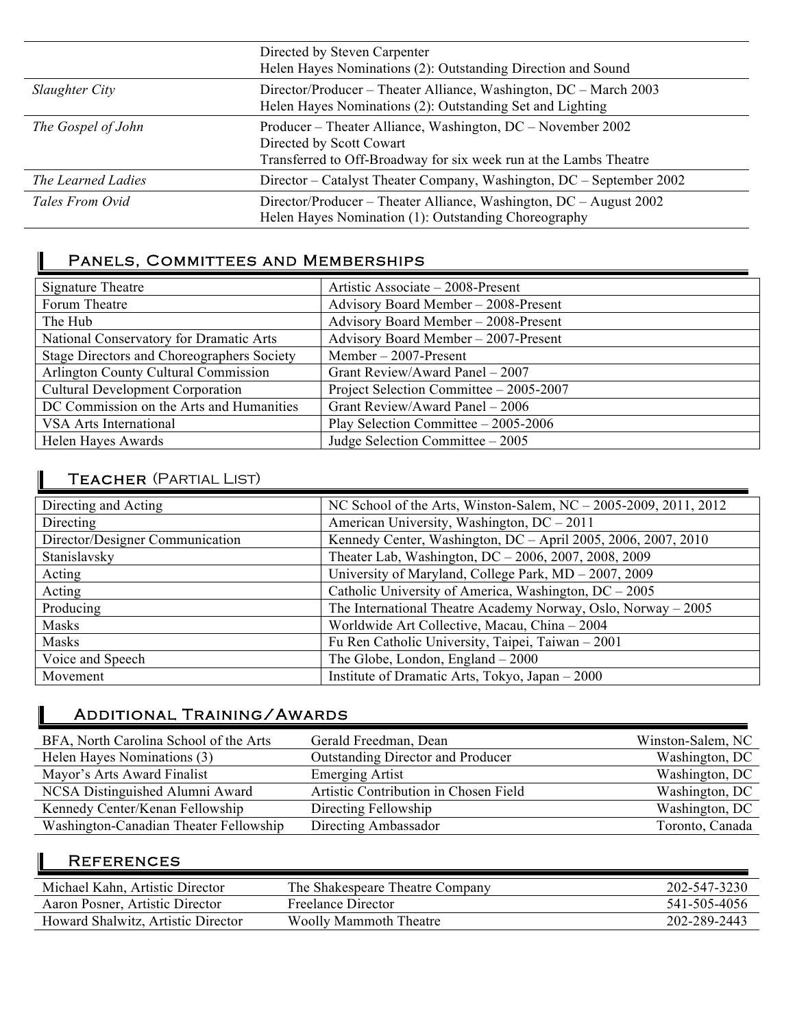| | |
|---|---|
| | Directed by Steven Carpenter<br>Helen Hayes Nominations (2): Outstanding Direction and Sound |
| *Slaughter City* | Director/Producer – Theater Alliance, Washington, DC – March 2003<br>Helen Hayes Nominations (2): Outstanding Set and Lighting |
| *The Gospel of John* | Producer – Theater Alliance, Washington, DC – November 2002<br>Directed by Scott Cowart<br>Transferred to Off-Broadway for six week run at the Lambs Theatre |
| *The Learned Ladies* | Director – Catalyst Theater Company, Washington, DC – September 2002 |
| *Tales From Ovid* | Director/Producer – Theater Alliance, Washington, DC – August 2002<br>Helen Hayes Nomination (1): Outstanding Choreography |

## Panels, Committees and Memberships

| | |
|---|---|
| Signature Theatre | Artistic Associate – 2008-Present |
| Forum Theatre | Advisory Board Member – 2008-Present |
| The Hub | Advisory Board Member – 2008-Present |
| National Conservatory for Dramatic Arts | Advisory Board Member – 2007-Present |
| Stage Directors and Choreographers Society | Member – 2007-Present |
| Arlington County Cultural Commission | Grant Review/Award Panel – 2007 |
| Cultural Development Corporation | Project Selection Committee – 2005-2007 |
| DC Commission on the Arts and Humanities | Grant Review/Award Panel – 2006 |
| VSA Arts International | Play Selection Committee – 2005-2006 |
| Helen Hayes Awards | Judge Selection Committee – 2005 |

## Teacher (Partial List)

| | |
|---|---|
| Directing and Acting | NC School of the Arts, Winston-Salem, NC – 2005-2009, 2011, 2012 |
| Directing | American University, Washington, DC – 2011 |
| Director/Designer Communication | Kennedy Center, Washington, DC – April 2005, 2006, 2007, 2010 |
| Stanislavsky | Theater Lab, Washington, DC – 2006, 2007, 2008, 2009 |
| Acting | University of Maryland, College Park, MD – 2007, 2009 |
| Acting | Catholic University of America, Washington, DC – 2005 |
| Producing | The International Theatre Academy Norway, Oslo, Norway – 2005 |
| Masks | Worldwide Art Collective, Macau, China – 2004 |
| Masks | Fu Ren Catholic University, Taipei, Taiwan – 2001 |
| Voice and Speech | The Globe, London, England – 2000 |
| Movement | Institute of Dramatic Arts, Tokyo, Japan – 2000 |

## Additional Training/Awards

| | | |
|---|---|---|
| BFA, North Carolina School of the Arts | Gerald Freedman, Dean | Winston-Salem, NC |
| Helen Hayes Nominations (3) | Outstanding Director and Producer | Washington, DC |
| Mayor's Arts Award Finalist | Emerging Artist | Washington, DC |
| NCSA Distinguished Alumni Award | Artistic Contribution in Chosen Field | Washington, DC |
| Kennedy Center/Kenan Fellowship | Directing Fellowship | Washington, DC |
| Washington-Canadian Theater Fellowship | Directing Ambassador | Toronto, Canada |

## References

| | | |
|---|---|---|
| Michael Kahn, Artistic Director | The Shakespeare Theatre Company | 202-547-3230 |
| Aaron Posner, Artistic Director | Freelance Director | 541-505-4056 |
| Howard Shalwitz, Artistic Director | Woolly Mammoth Theatre | 202-289-2443 |